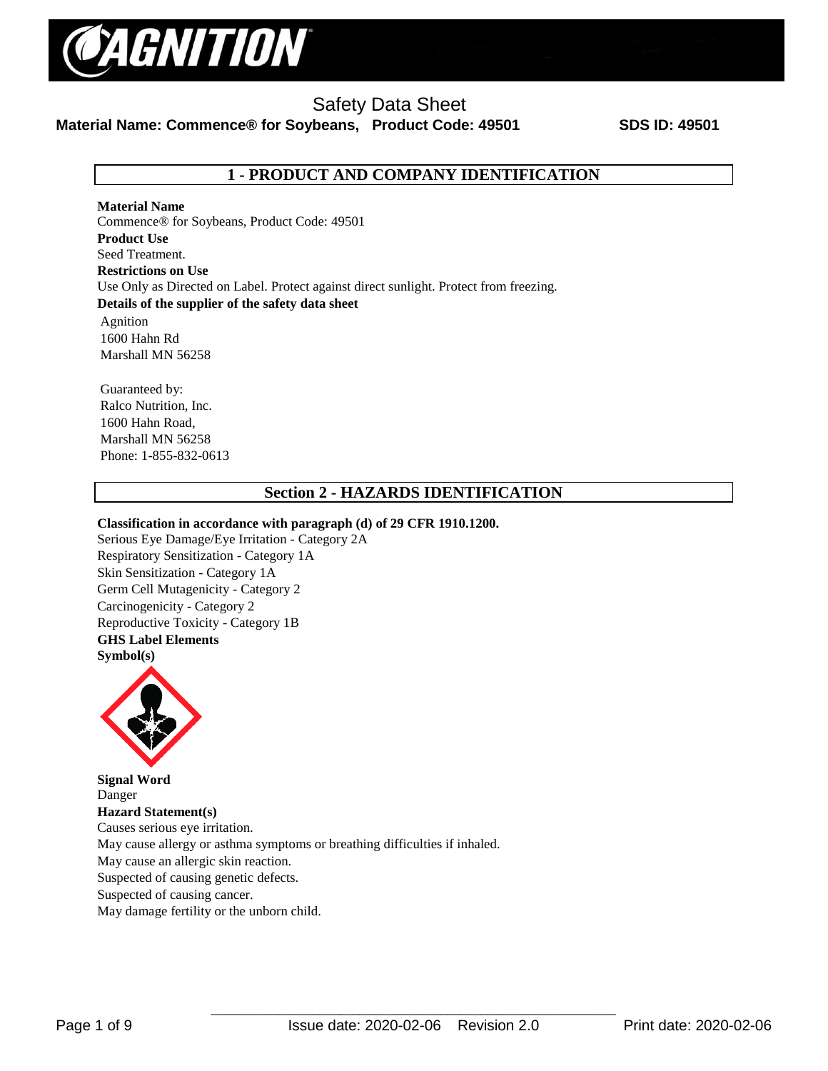# Safety Data Sheet

**Material Name: Commence® for Soybeans, Product Code: 49501** **SDS ID: 49501**

## 1 - PRODUCT AND COMPANY IDENTIFICATION

**Material Name**
Commence® for Soybeans, Product Code: 49501

**Product Use**
Seed Treatment.

**Restrictions on Use**
Use Only as Directed on Label. Protect against direct sunlight. Protect from freezing.

**Details of the supplier of the safety data sheet**

Agnition
1600 Hahn Rd
Marshall MN 56258

Guaranteed by:
Ralco Nutrition, Inc.
1600 Hahn Road,
Marshall MN 56258
Phone: 1-855-832-0613

## Section 2 - HAZARDS IDENTIFICATION

**Classification in accordance with paragraph (d) of 29 CFR 1910.1200.**
Serious Eye Damage/Eye Irritation - Category 2A
Respiratory Sensitization - Category 1A
Skin Sensitization - Category 1A
Germ Cell Mutagenicity - Category 2
Carcinogenicity - Category 2
Reproductive Toxicity - Category 1B

**GHS Label Elements**

**Symbol(s)**

**Signal Word**
Danger

**Hazard Statement(s)**
Causes serious eye irritation.
May cause allergy or asthma symptoms or breathing difficulties if inhaled.
May cause an allergic skin reaction.
Suspected of causing genetic defects.
Suspected of causing cancer.
May damage fertility or the unborn child.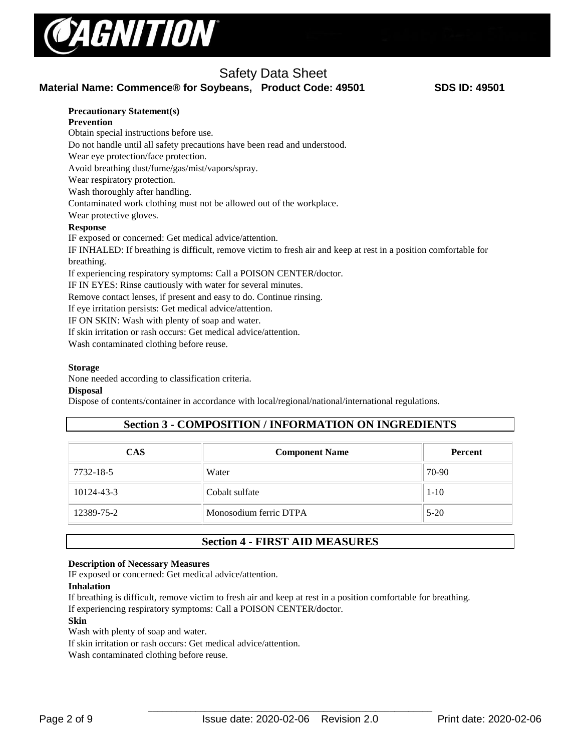**Precautionary Statement(s)**

**Prevention**

Obtain special instructions before use.
Do not handle until all safety precautions have been read and understood.
Wear eye protection/face protection.
Avoid breathing dust/fume/gas/mist/vapors/spray.
Wear respiratory protection.
Wash thoroughly after handling.
Contaminated work clothing must not be allowed out of the workplace.
Wear protective gloves.

**Response**

IF exposed or concerned: Get medical advice/attention.
IF INHALED: If breathing is difficult, remove victim to fresh air and keep at rest in a position comfortable for breathing.
If experiencing respiratory symptoms: Call a POISON CENTER/doctor.
IF IN EYES: Rinse cautiously with water for several minutes.
Remove contact lenses, if present and easy to do. Continue rinsing.
If eye irritation persists: Get medical advice/attention.
IF ON SKIN: Wash with plenty of soap and water.
If skin irritation or rash occurs: Get medical advice/attention.
Wash contaminated clothing before reuse.

**Storage**

None needed according to classification criteria.

**Disposal**

Dispose of contents/container in accordance with local/regional/national/international regulations.

## Section 3 - COMPOSITION / INFORMATION ON INGREDIENTS

| CAS | Component Name | Percent |
|---|---|---|
| 7732-18-5 | Water | 70-90 |
| 10124-43-3 | Cobalt sulfate | 1-10 |
| 12389-75-2 | Monosodium ferric DTPA | 5-20 |

## Section 4 - FIRST AID MEASURES

**Description of Necessary Measures**

IF exposed or concerned: Get medical advice/attention.

**Inhalation**

If breathing is difficult, remove victim to fresh air and keep at rest in a position comfortable for breathing.
If experiencing respiratory symptoms: Call a POISON CENTER/doctor.

**Skin**

Wash with plenty of soap and water.
If skin irritation or rash occurs: Get medical advice/attention.
Wash contaminated clothing before reuse.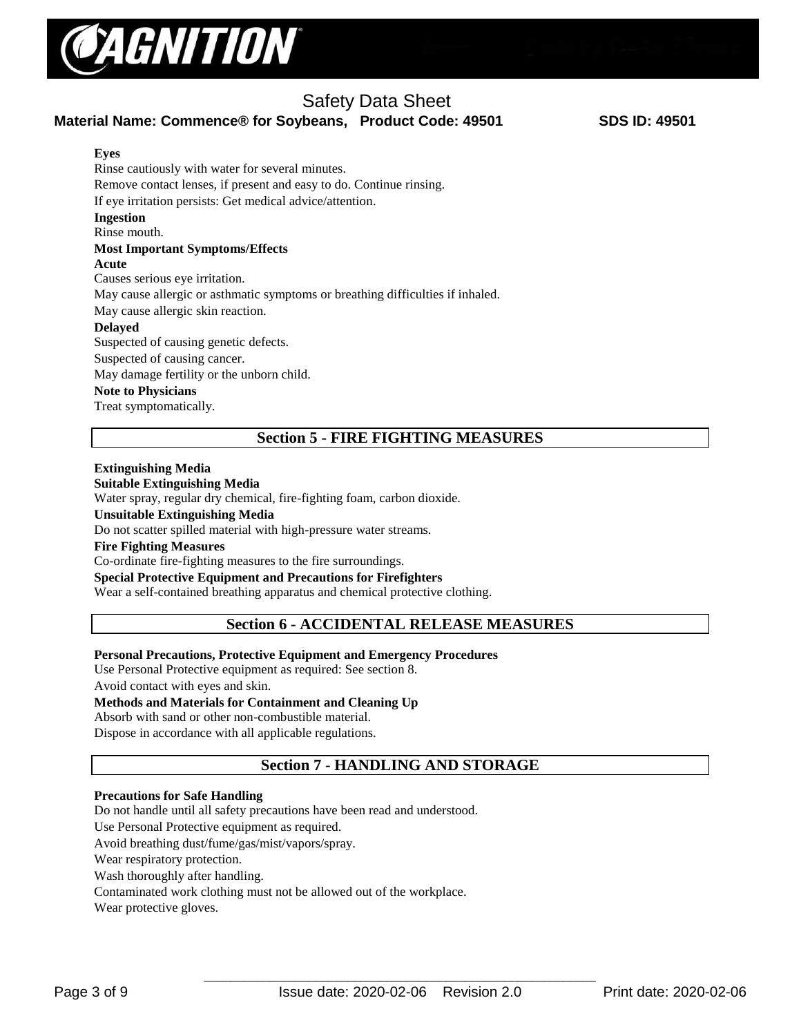**Eyes**

Rinse cautiously with water for several minutes.
Remove contact lenses, if present and easy to do. Continue rinsing.
If eye irritation persists: Get medical advice/attention.

**Ingestion**

Rinse mouth.

**Most Important Symptoms/Effects**

**Acute**

Causes serious eye irritation.
May cause allergic or asthmatic symptoms or breathing difficulties if inhaled.
May cause allergic skin reaction.

**Delayed**

Suspected of causing genetic defects.
Suspected of causing cancer.
May damage fertility or the unborn child.

**Note to Physicians**

Treat symptomatically.

## Section 5 - FIRE FIGHTING MEASURES

**Extinguishing Media**

**Suitable Extinguishing Media**

Water spray, regular dry chemical, fire-fighting foam, carbon dioxide.

**Unsuitable Extinguishing Media**

Do not scatter spilled material with high-pressure water streams.

**Fire Fighting Measures**

Co-ordinate fire-fighting measures to the fire surroundings.

**Special Protective Equipment and Precautions for Firefighters**

Wear a self-contained breathing apparatus and chemical protective clothing.

## Section 6 - ACCIDENTAL RELEASE MEASURES

**Personal Precautions, Protective Equipment and Emergency Procedures**

Use Personal Protective equipment as required: See section 8.
Avoid contact with eyes and skin.

**Methods and Materials for Containment and Cleaning Up**

Absorb with sand or other non-combustible material.
Dispose in accordance with all applicable regulations.

## Section 7 - HANDLING AND STORAGE

**Precautions for Safe Handling**

Do not handle until all safety precautions have been read and understood.
Use Personal Protective equipment as required.
Avoid breathing dust/fume/gas/mist/vapors/spray.
Wear respiratory protection.
Wash thoroughly after handling.
Contaminated work clothing must not be allowed out of the workplace.
Wear protective gloves.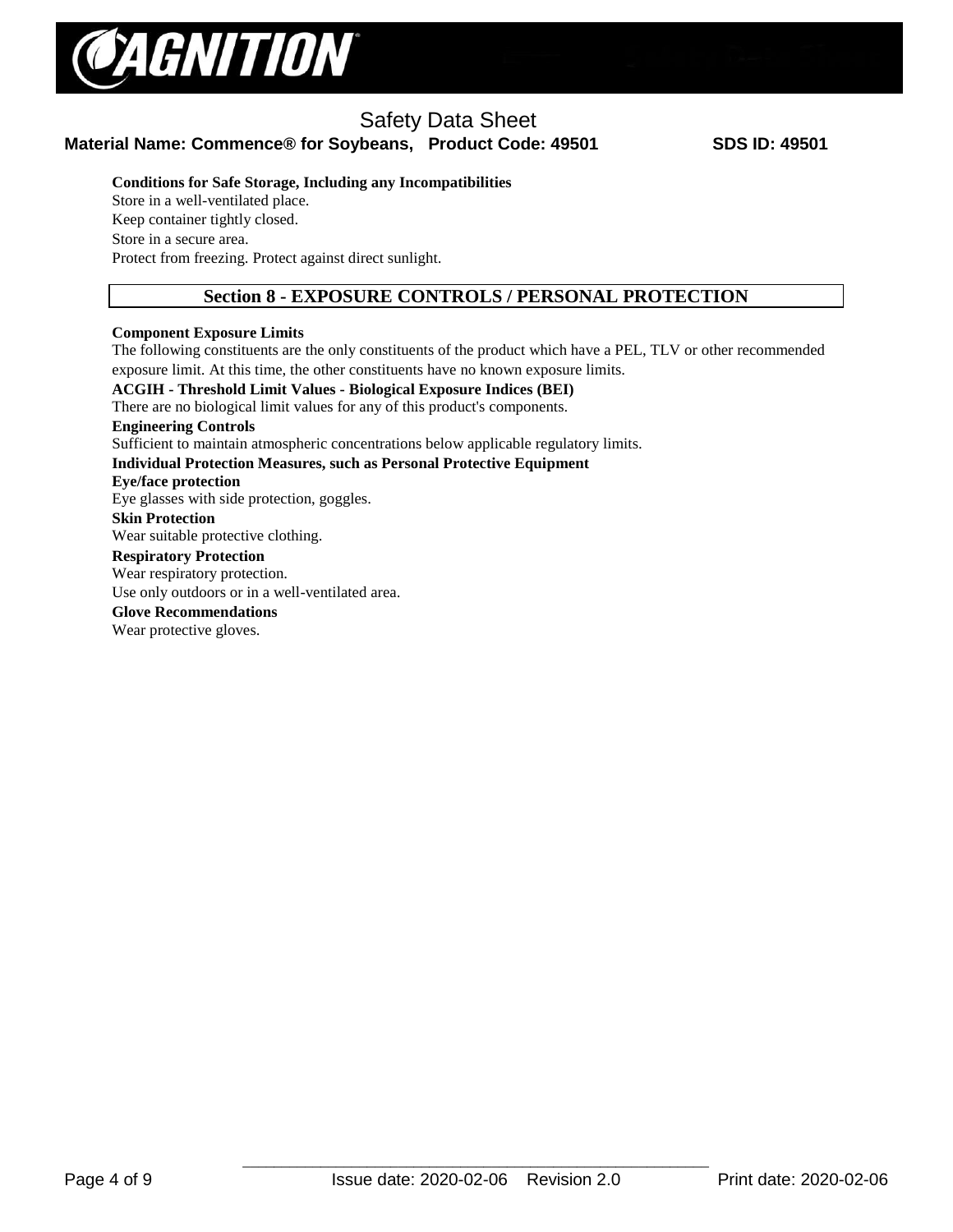**Conditions for Safe Storage, Including any Incompatibilities**

Store in a well-ventilated place.

Keep container tightly closed.

Store in a secure area.

Protect from freezing. Protect against direct sunlight.

## Section 8 - EXPOSURE CONTROLS / PERSONAL PROTECTION

**Component Exposure Limits**

The following constituents are the only constituents of the product which have a PEL, TLV or other recommended exposure limit. At this time, the other constituents have no known exposure limits.

**ACGIH - Threshold Limit Values - Biological Exposure Indices (BEI)**

There are no biological limit values for any of this product's components.

**Engineering Controls**

Sufficient to maintain atmospheric concentrations below applicable regulatory limits.

**Individual Protection Measures, such as Personal Protective Equipment**

**Eye/face protection**

Eye glasses with side protection, goggles.

**Skin Protection**

Wear suitable protective clothing.

**Respiratory Protection**

Wear respiratory protection.

Use only outdoors or in a well-ventilated area.

**Glove Recommendations**

Wear protective gloves.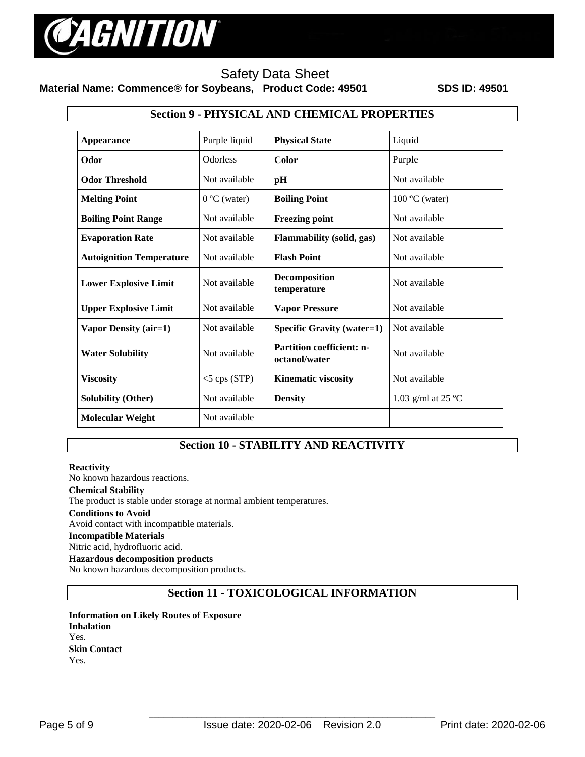## Section 9 - PHYSICAL AND CHEMICAL PROPERTIES

| | | | |
|---|---|---|---|
| **Appearance** | Purple liquid | **Physical State** | Liquid |
| **Odor** | Odorless | **Color** | Purple |
| **Odor Threshold** | Not available | **pH** | Not available |
| **Melting Point** | 0 ºC (water) | **Boiling Point** | 100 ºC (water) |
| **Boiling Point Range** | Not available | **Freezing point** | Not available |
| **Evaporation Rate** | Not available | **Flammability (solid, gas)** | Not available |
| **Autoignition Temperature** | Not available | **Flash Point** | Not available |
| **Lower Explosive Limit** | Not available | **Decomposition temperature** | Not available |
| **Upper Explosive Limit** | Not available | **Vapor Pressure** | Not available |
| **Vapor Density (air=1)** | Not available | **Specific Gravity (water=1)** | Not available |
| **Water Solubility** | Not available | **Partition coefficient: n-octanol/water** | Not available |
| **Viscosity** | <5 cps (STP) | **Kinematic viscosity** | Not available |
| **Solubility (Other)** | Not available | **Density** | 1.03 g/ml at 25 ºC |
| **Molecular Weight** | Not available | | |

## Section 10 - STABILITY AND REACTIVITY

**Reactivity**
No known hazardous reactions.

**Chemical Stability**
The product is stable under storage at normal ambient temperatures.

**Conditions to Avoid**
Avoid contact with incompatible materials.

**Incompatible Materials**
Nitric acid, hydrofluoric acid.

**Hazardous decomposition products**
No known hazardous decomposition products.

## Section 11 - TOXICOLOGICAL INFORMATION

**Information on Likely Routes of Exposure**

**Inhalation**
Yes.

**Skin Contact**
Yes.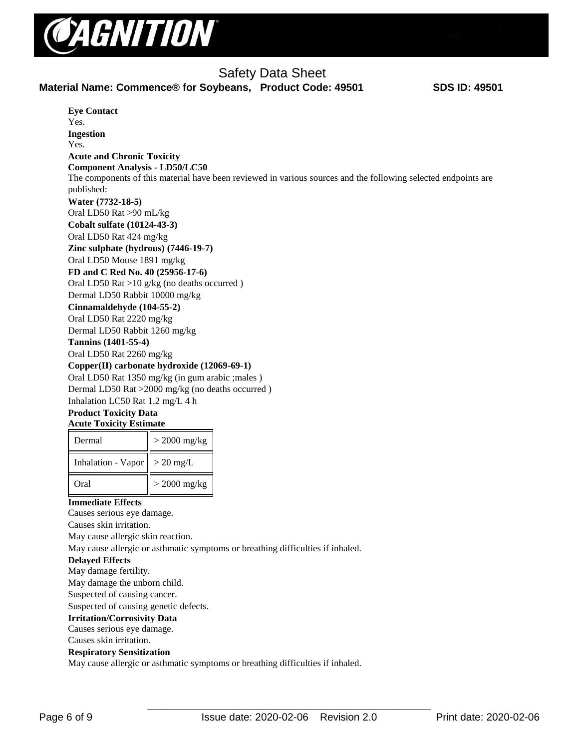**Eye Contact**

Yes.

**Ingestion**

Yes.

**Acute and Chronic Toxicity**

**Component Analysis - LD50/LC50**

The components of this material have been reviewed in various sources and the following selected endpoints are published:

**Water (7732-18-5)**

Oral LD50 Rat >90 mL/kg

**Cobalt sulfate (10124-43-3)**

Oral LD50 Rat 424 mg/kg

**Zinc sulphate (hydrous) (7446-19-7)**

Oral LD50 Mouse 1891 mg/kg

**FD and C Red No. 40 (25956-17-6)**

Oral LD50 Rat >10 g/kg (no deaths occurred )

Dermal LD50 Rabbit 10000 mg/kg

**Cinnamaldehyde (104-55-2)**

Oral LD50 Rat 2220 mg/kg

Dermal LD50 Rabbit 1260 mg/kg

**Tannins (1401-55-4)**

Oral LD50 Rat 2260 mg/kg

**Copper(II) carbonate hydroxide (12069-69-1)**

Oral LD50 Rat 1350 mg/kg (in gum arabic ;males )

Dermal LD50 Rat >2000 mg/kg (no deaths occurred )

Inhalation LC50 Rat 1.2 mg/L 4 h

**Product Toxicity Data**

**Acute Toxicity Estimate**

| | |
|---|---|
| Dermal | > 2000 mg/kg |
| Inhalation - Vapor | > 20 mg/L |
| Oral | > 2000 mg/kg |

**Immediate Effects**

Causes serious eye damage.

Causes skin irritation.

May cause allergic skin reaction.

May cause allergic or asthmatic symptoms or breathing difficulties if inhaled.

**Delayed Effects**

May damage fertility.

May damage the unborn child.

Suspected of causing cancer.

Suspected of causing genetic defects.

**Irritation/Corrosivity Data**

Causes serious eye damage.

Causes skin irritation.

**Respiratory Sensitization**

May cause allergic or asthmatic symptoms or breathing difficulties if inhaled.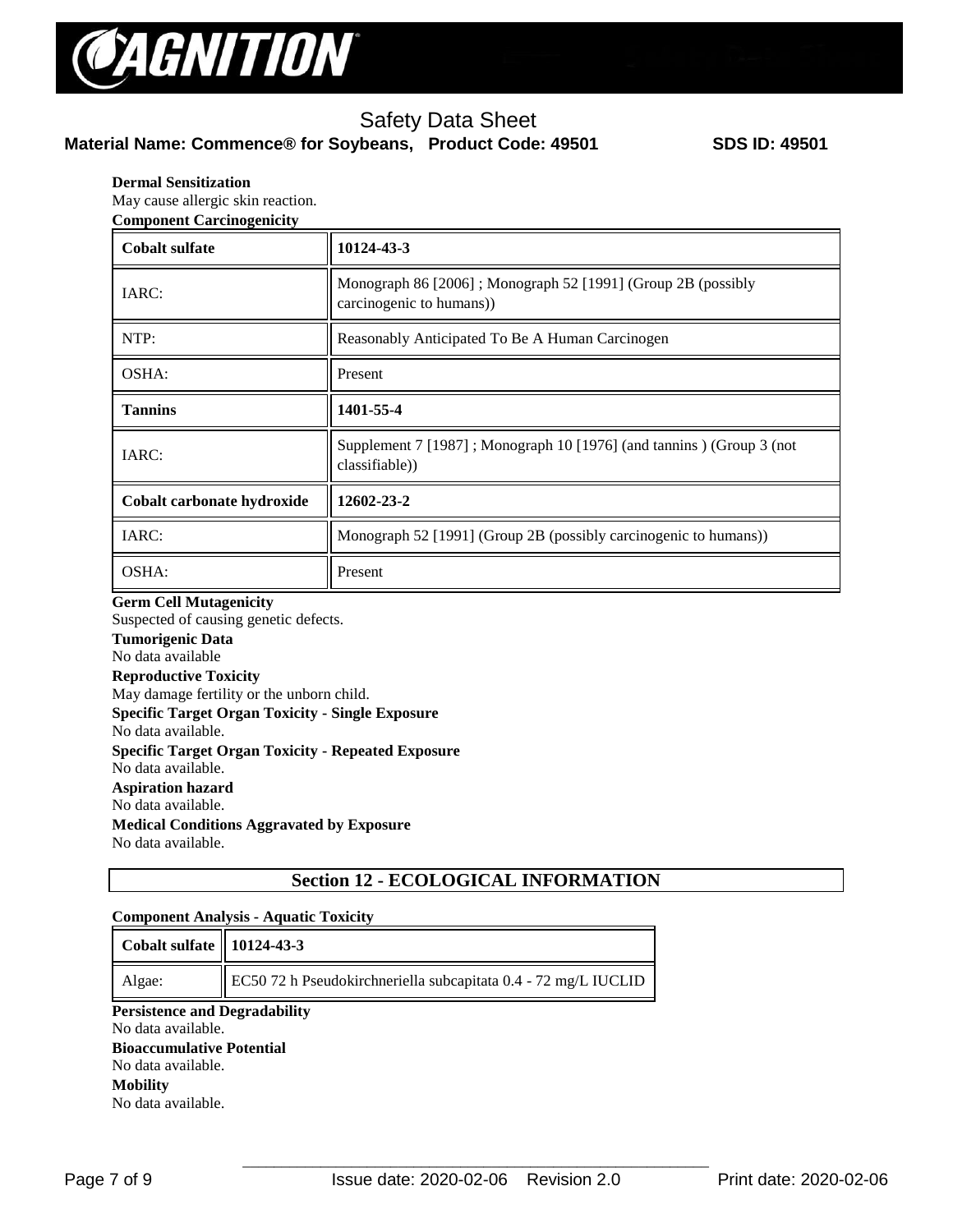**Dermal Sensitization**

May cause allergic skin reaction.

**Component Carcinogenicity**

| **Cobalt sulfate** | **10124-43-3** |
|---|---|
| IARC: | Monograph 86 [2006] ; Monograph 52 [1991] (Group 2B (possibly carcinogenic to humans)) |
| NTP: | Reasonably Anticipated To Be A Human Carcinogen |
| OSHA: | Present |
| **Tannins** | **1401-55-4** |
| IARC: | Supplement 7 [1987] ; Monograph 10 [1976] (and tannins ) (Group 3 (not classifiable)) |
| **Cobalt carbonate hydroxide** | **12602-23-2** |
| IARC: | Monograph 52 [1991] (Group 2B (possibly carcinogenic to humans)) |
| OSHA: | Present |

**Germ Cell Mutagenicity**

Suspected of causing genetic defects.

**Tumorigenic Data**

No data available

**Reproductive Toxicity**

May damage fertility or the unborn child.

**Specific Target Organ Toxicity - Single Exposure**

No data available.

**Specific Target Organ Toxicity - Repeated Exposure**

No data available.

**Aspiration hazard**

No data available.

**Medical Conditions Aggravated by Exposure**

No data available.

## Section 12 - ECOLOGICAL INFORMATION

**Component Analysis - Aquatic Toxicity**

| **Cobalt sulfate** | **10124-43-3** |
|---|---|
| Algae: | EC50 72 h Pseudokirchneriella subcapitata 0.4 - 72 mg/L IUCLID |

**Persistence and Degradability**

No data available.

**Bioaccumulative Potential**

No data available.

**Mobility**

No data available.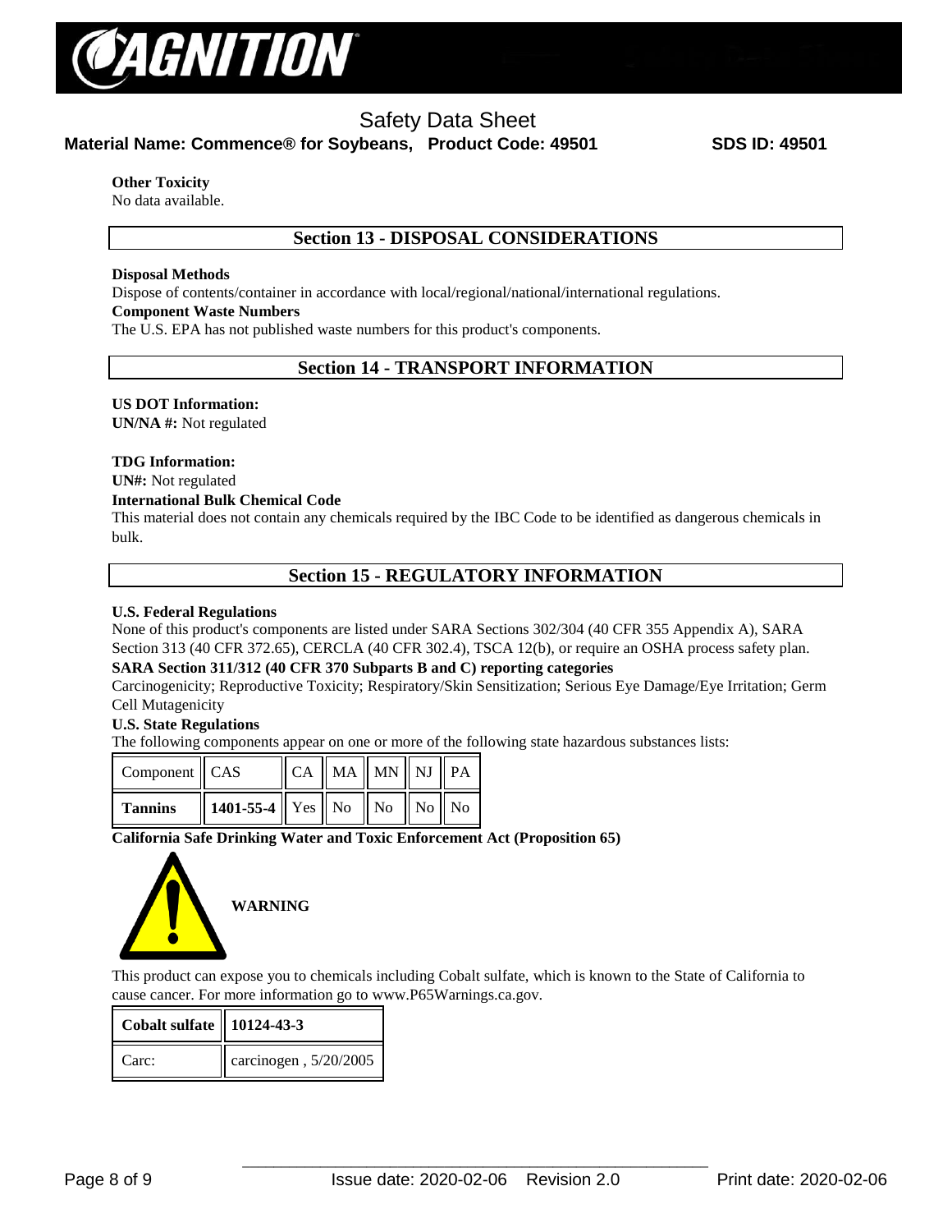**Other Toxicity**

No data available.

## Section 13 - DISPOSAL CONSIDERATIONS

**Disposal Methods**

Dispose of contents/container in accordance with local/regional/national/international regulations.

**Component Waste Numbers**

The U.S. EPA has not published waste numbers for this product's components.

## Section 14 - TRANSPORT INFORMATION

**US DOT Information:**

**UN/NA #:** Not regulated

**TDG Information:**

**UN#:** Not regulated

**International Bulk Chemical Code**

This material does not contain any chemicals required by the IBC Code to be identified as dangerous chemicals in bulk.

## Section 15 - REGULATORY INFORMATION

**U.S. Federal Regulations**

None of this product's components are listed under SARA Sections 302/304 (40 CFR 355 Appendix A), SARA Section 313 (40 CFR 372.65), CERCLA (40 CFR 302.4), TSCA 12(b), or require an OSHA process safety plan.

**SARA Section 311/312 (40 CFR 370 Subparts B and C) reporting categories**

Carcinogenicity; Reproductive Toxicity; Respiratory/Skin Sensitization; Serious Eye Damage/Eye Irritation; Germ Cell Mutagenicity

**U.S. State Regulations**

The following components appear on one or more of the following state hazardous substances lists:

| Component | CAS | CA | MA | MN | NJ | PA |
|---|---|---|---|---|---|---|
| **Tannins** | **1401-55-4** | Yes | No | No | No | No |

**California Safe Drinking Water and Toxic Enforcement Act (Proposition 65)**

**WARNING**

This product can expose you to chemicals including Cobalt sulfate, which is known to the State of California to cause cancer. For more information go to www.P65Warnings.ca.gov.

| Cobalt sulfate | 10124-43-3 |
|---|---|
| Carc: | carcinogen , 5/20/2005 |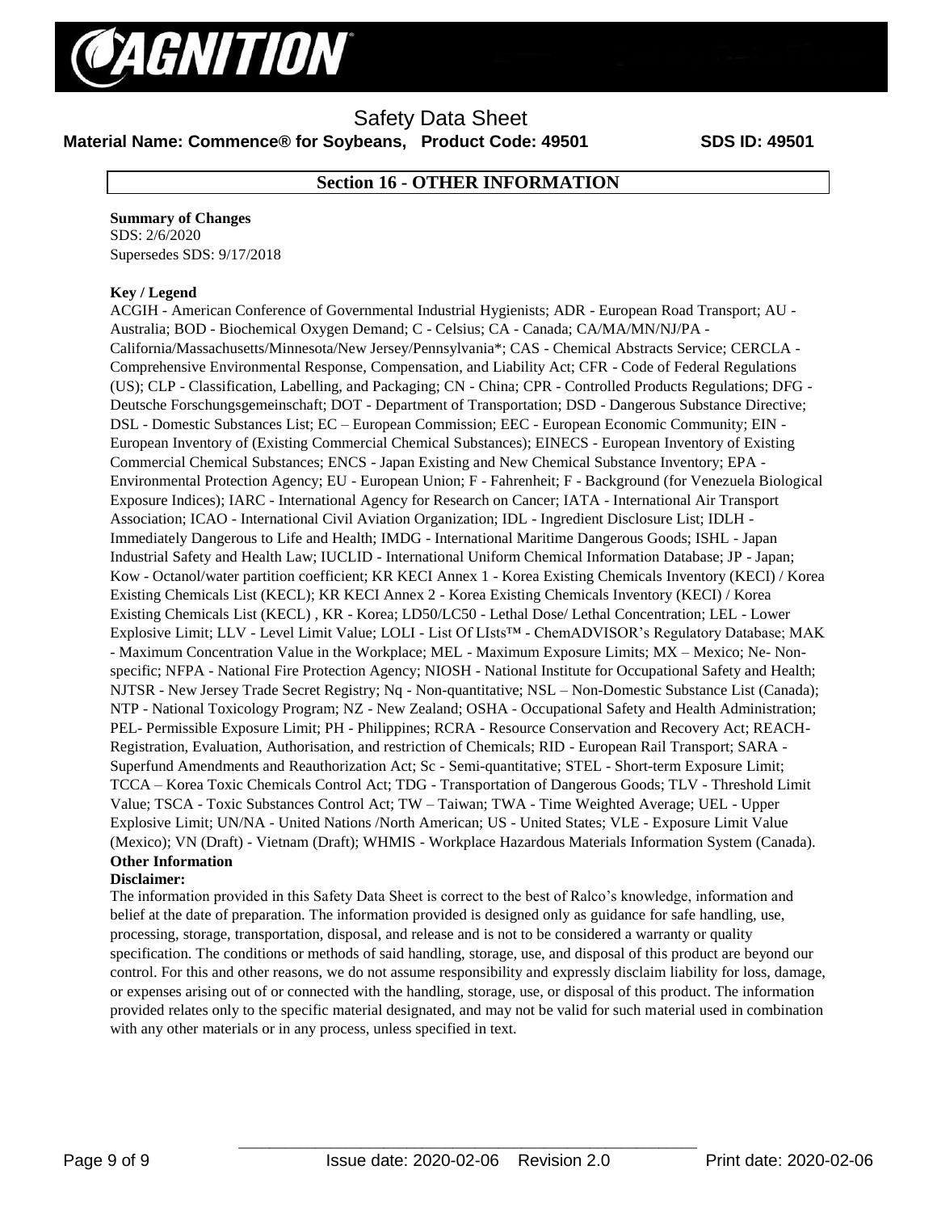## Section 16 - OTHER INFORMATION

**Summary of Changes**
SDS: 2/6/2020
Supersedes SDS: 9/17/2018

**Key / Legend**
ACGIH - American Conference of Governmental Industrial Hygienists; ADR - European Road Transport; AU - Australia; BOD - Biochemical Oxygen Demand; C - Celsius; CA - Canada; CA/MA/MN/NJ/PA - California/Massachusetts/Minnesota/New Jersey/Pennsylvania*; CAS - Chemical Abstracts Service; CERCLA - Comprehensive Environmental Response, Compensation, and Liability Act; CFR - Code of Federal Regulations (US); CLP - Classification, Labelling, and Packaging; CN - China; CPR - Controlled Products Regulations; DFG - Deutsche Forschungsgemeinschaft; DOT - Department of Transportation; DSD - Dangerous Substance Directive; DSL - Domestic Substances List; EC – European Commission; EEC - European Economic Community; EIN - European Inventory of (Existing Commercial Chemical Substances); EINECS - European Inventory of Existing Commercial Chemical Substances; ENCS - Japan Existing and New Chemical Substance Inventory; EPA - Environmental Protection Agency; EU - European Union; F - Fahrenheit; F - Background (for Venezuela Biological Exposure Indices); IARC - International Agency for Research on Cancer; IATA - International Air Transport Association; ICAO - International Civil Aviation Organization; IDL - Ingredient Disclosure List; IDLH - Immediately Dangerous to Life and Health; IMDG - International Maritime Dangerous Goods; ISHL - Japan Industrial Safety and Health Law; IUCLID - International Uniform Chemical Information Database; JP - Japan; Kow - Octanol/water partition coefficient; KR KECI Annex 1 - Korea Existing Chemicals Inventory (KECI) / Korea Existing Chemicals List (KECL); KR KECI Annex 2 - Korea Existing Chemicals Inventory (KECI) / Korea Existing Chemicals List (KECL) , KR - Korea; LD50/LC50 - Lethal Dose/ Lethal Concentration; LEL - Lower Explosive Limit; LLV - Level Limit Value; LOLI - List Of LIsts™ - ChemADVISOR's Regulatory Database; MAK - Maximum Concentration Value in the Workplace; MEL - Maximum Exposure Limits; MX – Mexico; Ne- Non-specific; NFPA - National Fire Protection Agency; NIOSH - National Institute for Occupational Safety and Health; NJTSR - New Jersey Trade Secret Registry; Nq - Non-quantitative; NSL – Non-Domestic Substance List (Canada); NTP - National Toxicology Program; NZ - New Zealand; OSHA - Occupational Safety and Health Administration; PEL- Permissible Exposure Limit; PH - Philippines; RCRA - Resource Conservation and Recovery Act; REACH- Registration, Evaluation, Authorisation, and restriction of Chemicals; RID - European Rail Transport; SARA - Superfund Amendments and Reauthorization Act; Sc - Semi-quantitative; STEL - Short-term Exposure Limit; TCCA – Korea Toxic Chemicals Control Act; TDG - Transportation of Dangerous Goods; TLV - Threshold Limit Value; TSCA - Toxic Substances Control Act; TW – Taiwan; TWA - Time Weighted Average; UEL - Upper Explosive Limit; UN/NA - United Nations /North American; US - United States; VLE - Exposure Limit Value (Mexico); VN (Draft) - Vietnam (Draft); WHMIS - Workplace Hazardous Materials Information System (Canada).

**Other Information**

**Disclaimer:**

The information provided in this Safety Data Sheet is correct to the best of Ralco's knowledge, information and belief at the date of preparation. The information provided is designed only as guidance for safe handling, use, processing, storage, transportation, disposal, and release and is not to be considered a warranty or quality specification. The conditions or methods of said handling, storage, use, and disposal of this product are beyond our control. For this and other reasons, we do not assume responsibility and expressly disclaim liability for loss, damage, or expenses arising out of or connected with the handling, storage, use, or disposal of this product. The information provided relates only to the specific material designated, and may not be valid for such material used in combination with any other materials or in any process, unless specified in text.